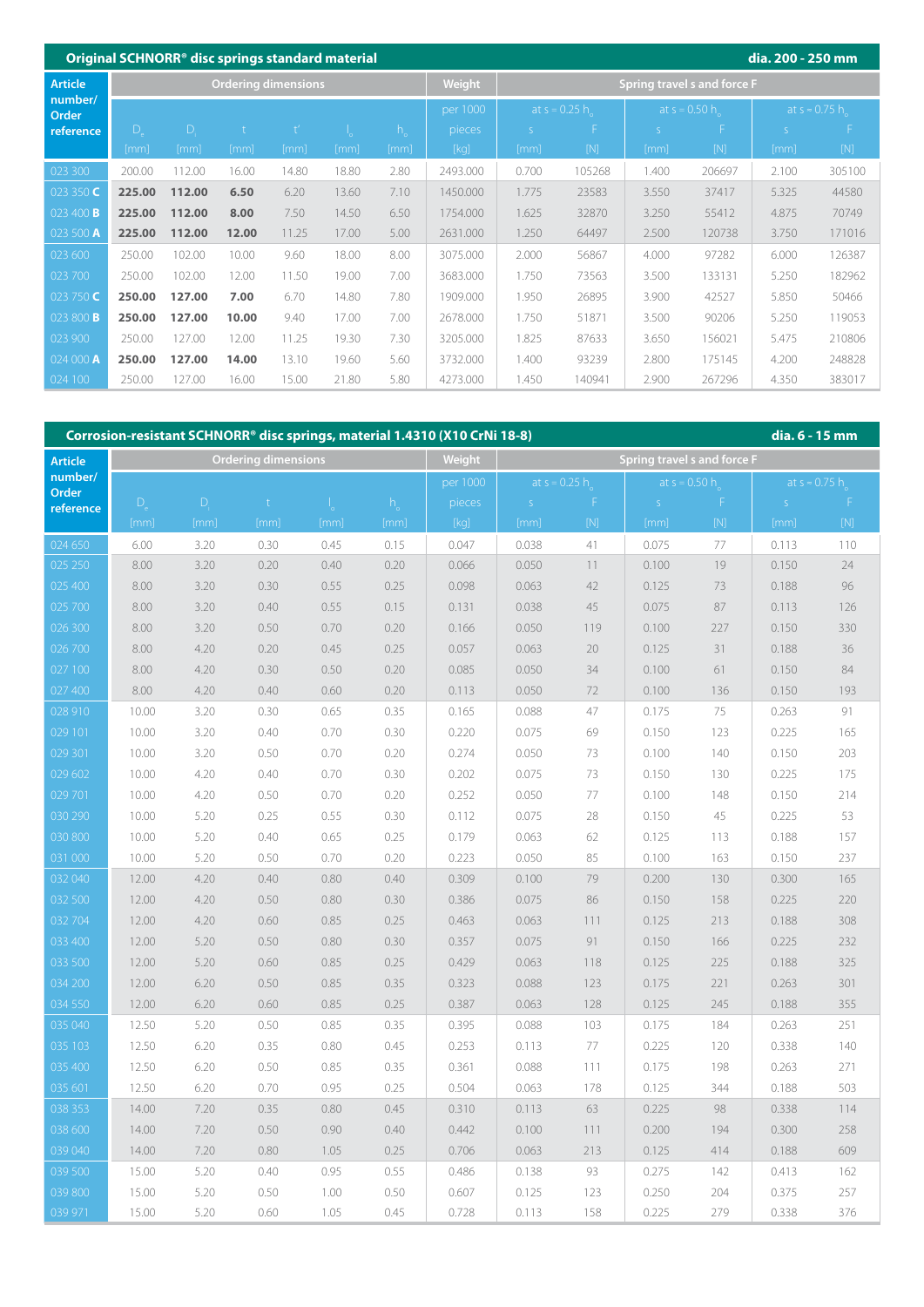## Original SCHNORR® disc springs standard material — dia. 200 - 250 mm

| Article number/ Order reference | Ordering dimensions | | | | | | Weight | Spring travel s and force F | | | | | |
|---|---|---|---|---|---|---|---|---|---|---|---|---|---|
| | | | | | | | per 1000 pieces | at s ≈ 0.25 $h_o$ | | at s ≈ 0.50 $h_o$ | | at s ≈ 0.75 $h_o$ | |
| | $D_e$ [mm] | $D_i$ [mm] | t [mm] | t' [mm] | $l_o$ [mm] | $h_o$ [mm] | [kg] | s [mm] | F [N] | s [mm] | F [N] | s [mm] | F [N] |
| 023 300 | 200.00 | 112.00 | 16.00 | 14.80 | 18.80 | 2.80 | 2493.000 | 0.700 | 105268 | 1.400 | 206697 | 2.100 | 305100 |
| **023 350 C** | **225.00** | **112.00** | **6.50** | 6.20 | 13.60 | 7.10 | 1450.000 | 1.775 | 23583 | 3.550 | 37417 | 5.325 | 44580 |
| **023 400 B** | **225.00** | **112.00** | **8.00** | 7.50 | 14.50 | 6.50 | 1754.000 | 1.625 | 32870 | 3.250 | 55412 | 4.875 | 70749 |
| **023 500 A** | **225.00** | **112.00** | **12.00** | 11.25 | 17.00 | 5.00 | 2631.000 | 1.250 | 64497 | 2.500 | 120738 | 3.750 | 171016 |
| 023 600 | 250.00 | 102.00 | 10.00 | 9.60 | 18.00 | 8.00 | 3075.000 | 2.000 | 56867 | 4.000 | 97282 | 6.000 | 126387 |
| 023 700 | 250.00 | 102.00 | 12.00 | 11.50 | 19.00 | 7.00 | 3683.000 | 1.750 | 73563 | 3.500 | 133131 | 5.250 | 182962 |
| **023 750 C** | **250.00** | **127.00** | **7.00** | 6.70 | 14.80 | 7.80 | 1909.000 | 1.950 | 26895 | 3.900 | 42527 | 5.850 | 50466 |
| **023 800 B** | **250.00** | **127.00** | **10.00** | 9.40 | 17.00 | 7.00 | 2678.000 | 1.750 | 51871 | 3.500 | 90206 | 5.250 | 119053 |
| 023 900 | 250.00 | 127.00 | 12.00 | 11.25 | 19.30 | 7.30 | 3205.000 | 1.825 | 87633 | 3.650 | 156021 | 5.475 | 210806 |
| **024 000 A** | **250.00** | **127.00** | **14.00** | 13.10 | 19.60 | 5.60 | 3732.000 | 1.400 | 93239 | 2.800 | 175145 | 4.200 | 248828 |
| 024 100 | 250.00 | 127.00 | 16.00 | 15.00 | 21.80 | 5.80 | 4273.000 | 1.450 | 140941 | 2.900 | 267296 | 4.350 | 383017 |

## Corrosion-resistant SCHNORR® disc springs, material 1.4310 (X10 CrNi 18-8) — dia. 6 - 15 mm

| Article number/ Order reference | Ordering dimensions | | | | | Weight | Spring travel s and force F | | | | | |
|---|---|---|---|---|---|---|---|---|---|---|---|---|
| | | | | | | per 1000 pieces | at s ≈ 0.25 $h_o$ | | at s ≈ 0.50 $h_o$ | | at s ≈ 0.75 $h_o$ | |
| | $D_e$ [mm] | $D_i$ [mm] | t [mm] | $l_o$ [mm] | $h_o$ [mm] | [kg] | s [mm] | F [N] | s [mm] | F [N] | s [mm] | F [N] |
| 024 650 | 6.00 | 3.20 | 0.30 | 0.45 | 0.15 | 0.047 | 0.038 | 41 | 0.075 | 77 | 0.113 | 110 |
| 025 250 | 8.00 | 3.20 | 0.20 | 0.40 | 0.20 | 0.066 | 0.050 | 11 | 0.100 | 19 | 0.150 | 24 |
| 025 400 | 8.00 | 3.20 | 0.30 | 0.55 | 0.25 | 0.098 | 0.063 | 42 | 0.125 | 73 | 0.188 | 96 |
| 025 700 | 8.00 | 3.20 | 0.40 | 0.55 | 0.15 | 0.131 | 0.038 | 45 | 0.075 | 87 | 0.113 | 126 |
| 026 300 | 8.00 | 3.20 | 0.50 | 0.70 | 0.20 | 0.166 | 0.050 | 119 | 0.100 | 227 | 0.150 | 330 |
| 026 700 | 8.00 | 4.20 | 0.20 | 0.45 | 0.25 | 0.057 | 0.063 | 20 | 0.125 | 31 | 0.188 | 36 |
| 027 100 | 8.00 | 4.20 | 0.30 | 0.50 | 0.20 | 0.085 | 0.050 | 34 | 0.100 | 61 | 0.150 | 84 |
| 027 400 | 8.00 | 4.20 | 0.40 | 0.60 | 0.20 | 0.113 | 0.050 | 72 | 0.100 | 136 | 0.150 | 193 |
| 028 910 | 10.00 | 3.20 | 0.30 | 0.65 | 0.35 | 0.165 | 0.088 | 47 | 0.175 | 75 | 0.263 | 91 |
| 029 101 | 10.00 | 3.20 | 0.40 | 0.70 | 0.30 | 0.220 | 0.075 | 69 | 0.150 | 123 | 0.225 | 165 |
| 029 301 | 10.00 | 3.20 | 0.50 | 0.70 | 0.20 | 0.274 | 0.050 | 73 | 0.100 | 140 | 0.150 | 203 |
| 029 602 | 10.00 | 4.20 | 0.40 | 0.70 | 0.30 | 0.202 | 0.075 | 73 | 0.150 | 130 | 0.225 | 175 |
| 029 701 | 10.00 | 4.20 | 0.50 | 0.70 | 0.20 | 0.252 | 0.050 | 77 | 0.100 | 148 | 0.150 | 214 |
| 030 290 | 10.00 | 5.20 | 0.25 | 0.55 | 0.30 | 0.112 | 0.075 | 28 | 0.150 | 45 | 0.225 | 53 |
| 030 800 | 10.00 | 5.20 | 0.40 | 0.65 | 0.25 | 0.179 | 0.063 | 62 | 0.125 | 113 | 0.188 | 157 |
| 031 000 | 10.00 | 5.20 | 0.50 | 0.70 | 0.20 | 0.223 | 0.050 | 85 | 0.100 | 163 | 0.150 | 237 |
| 032 040 | 12.00 | 4.20 | 0.40 | 0.80 | 0.40 | 0.309 | 0.100 | 79 | 0.200 | 130 | 0.300 | 165 |
| 032 500 | 12.00 | 4.20 | 0.50 | 0.80 | 0.30 | 0.386 | 0.075 | 86 | 0.150 | 158 | 0.225 | 220 |
| 032 704 | 12.00 | 4.20 | 0.60 | 0.85 | 0.25 | 0.463 | 0.063 | 111 | 0.125 | 213 | 0.188 | 308 |
| 033 400 | 12.00 | 5.20 | 0.50 | 0.80 | 0.30 | 0.357 | 0.075 | 91 | 0.150 | 166 | 0.225 | 232 |
| 033 500 | 12.00 | 5.20 | 0.60 | 0.85 | 0.25 | 0.429 | 0.063 | 118 | 0.125 | 225 | 0.188 | 325 |
| 034 200 | 12.00 | 6.20 | 0.50 | 0.85 | 0.35 | 0.323 | 0.088 | 123 | 0.175 | 221 | 0.263 | 301 |
| 034 550 | 12.00 | 6.20 | 0.60 | 0.85 | 0.25 | 0.387 | 0.063 | 128 | 0.125 | 245 | 0.188 | 355 |
| 035 040 | 12.50 | 5.20 | 0.50 | 0.85 | 0.35 | 0.395 | 0.088 | 103 | 0.175 | 184 | 0.263 | 251 |
| 035 103 | 12.50 | 6.20 | 0.35 | 0.80 | 0.45 | 0.253 | 0.113 | 77 | 0.225 | 120 | 0.338 | 140 |
| 035 400 | 12.50 | 6.20 | 0.50 | 0.85 | 0.35 | 0.361 | 0.088 | 111 | 0.175 | 198 | 0.263 | 271 |
| 035 601 | 12.50 | 6.20 | 0.70 | 0.95 | 0.25 | 0.504 | 0.063 | 178 | 0.125 | 344 | 0.188 | 503 |
| 038 353 | 14.00 | 7.20 | 0.35 | 0.80 | 0.45 | 0.310 | 0.113 | 63 | 0.225 | 98 | 0.338 | 114 |
| 038 600 | 14.00 | 7.20 | 0.50 | 0.90 | 0.40 | 0.442 | 0.100 | 111 | 0.200 | 194 | 0.300 | 258 |
| 039 040 | 14.00 | 7.20 | 0.80 | 1.05 | 0.25 | 0.706 | 0.063 | 213 | 0.125 | 414 | 0.188 | 609 |
| 039 500 | 15.00 | 5.20 | 0.40 | 0.95 | 0.55 | 0.486 | 0.138 | 93 | 0.275 | 142 | 0.413 | 162 |
| 039 800 | 15.00 | 5.20 | 0.50 | 1.00 | 0.50 | 0.607 | 0.125 | 123 | 0.250 | 204 | 0.375 | 257 |
| 039 971 | 15.00 | 5.20 | 0.60 | 1.05 | 0.45 | 0.728 | 0.113 | 158 | 0.225 | 279 | 0.338 | 376 |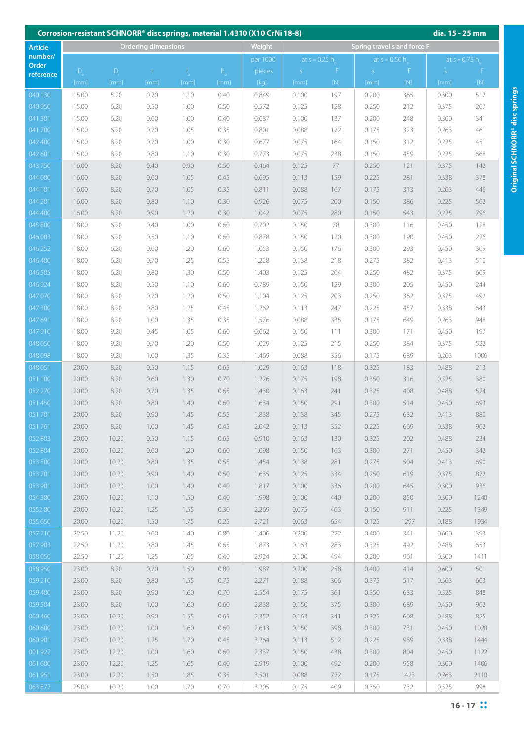## Corrosion-resistant SCHNORR® disc springs, material 1.4310 (X10 CrNi 18-8) — dia. 15 - 25 mm

| Article number/ Order reference | Ordering dimensions | | | | | Weight | Spring travel s and force F | | | | | |
|---|---|---|---|---|---|---|---|---|---|---|---|---|
| | | | | | | per 1000 pieces | at s ≈ 0.25 $h_o$ | | at s ≈ 0.50 $h_o$ | | at s ≈ 0.75 $h_o$ | |
| | $D_e$ [mm] | $D_i$ [mm] | t [mm] | $l_o$ [mm] | $h_o$ [mm] | [kg] | s [mm] | F [N] | s [mm] | F [N] | s [mm] | F [N] |
| 040 130 | 15.00 | 5.20 | 0.70 | 1.10 | 0.40 | 0.849 | 0.100 | 197 | 0.200 | 365 | 0.300 | 512 |
| 040 950 | 15.00 | 6.20 | 0.50 | 1.00 | 0.50 | 0.572 | 0.125 | 128 | 0.250 | 212 | 0.375 | 267 |
| 041 301 | 15.00 | 6.20 | 0.60 | 1.00 | 0.40 | 0.687 | 0.100 | 137 | 0.200 | 248 | 0.300 | 341 |
| 041 700 | 15.00 | 6.20 | 0.70 | 1.05 | 0.35 | 0.801 | 0.088 | 172 | 0.175 | 323 | 0.263 | 461 |
| 042 400 | 15.00 | 8.20 | 0.70 | 1.00 | 0.30 | 0.677 | 0.075 | 164 | 0.150 | 312 | 0.225 | 451 |
| 042 601 | 15.00 | 8.20 | 0.80 | 1.10 | 0.30 | 0.773 | 0.075 | 238 | 0.150 | 459 | 0.225 | 668 |
| 043 750 | 16.00 | 8.20 | 0.40 | 0.90 | 0.50 | 0.464 | 0.125 | 77 | 0.250 | 121 | 0.375 | 142 |
| 044 000 | 16.00 | 8.20 | 0.60 | 1.05 | 0.45 | 0.695 | 0.113 | 159 | 0.225 | 281 | 0.338 | 378 |
| 044 101 | 16.00 | 8.20 | 0.70 | 1.05 | 0.35 | 0.811 | 0.088 | 167 | 0.175 | 313 | 0.263 | 446 |
| 044 201 | 16.00 | 8.20 | 0.80 | 1.10 | 0.30 | 0.926 | 0.075 | 200 | 0.150 | 386 | 0.225 | 562 |
| 044 400 | 16.00 | 8.20 | 0.90 | 1.20 | 0.30 | 1.042 | 0.075 | 280 | 0.150 | 543 | 0.225 | 796 |
| 045 800 | 18.00 | 6.20 | 0.40 | 1.00 | 0.60 | 0.702 | 0.150 | 78 | 0.300 | 116 | 0.450 | 128 |
| 046 003 | 18.00 | 6.20 | 0.50 | 1.10 | 0.60 | 0.878 | 0.150 | 120 | 0.300 | 190 | 0.450 | 226 |
| 046 252 | 18.00 | 6.20 | 0.60 | 1.20 | 0.60 | 1.053 | 0.150 | 176 | 0.300 | 293 | 0.450 | 369 |
| 046 400 | 18.00 | 6.20 | 0.70 | 1.25 | 0.55 | 1.228 | 0.138 | 218 | 0.275 | 382 | 0.413 | 510 |
| 046 505 | 18.00 | 6.20 | 0.80 | 1.30 | 0.50 | 1.403 | 0.125 | 264 | 0.250 | 482 | 0.375 | 669 |
| 046 924 | 18.00 | 8.20 | 0.50 | 1.10 | 0.60 | 0.789 | 0.150 | 129 | 0.300 | 205 | 0.450 | 244 |
| 047 070 | 18.00 | 8.20 | 0.70 | 1.20 | 0.50 | 1.104 | 0.125 | 203 | 0.250 | 362 | 0.375 | 492 |
| 047 300 | 18.00 | 8.20 | 0.80 | 1.25 | 0.45 | 1.262 | 0.113 | 247 | 0.225 | 457 | 0.338 | 643 |
| 047 691 | 18.00 | 8.20 | 1.00 | 1.35 | 0.35 | 1.576 | 0.088 | 335 | 0.175 | 649 | 0.263 | 948 |
| 047 910 | 18.00 | 9.20 | 0.45 | 1.05 | 0.60 | 0.662 | 0,150 | 111 | 0.300 | 171 | 0.450 | 197 |
| 048 050 | 18.00 | 9.20 | 0.70 | 1.20 | 0.50 | 1.029 | 0.125 | 215 | 0.250 | 384 | 0.375 | 522 |
| 048 098 | 18.00 | 9.20 | 1.00 | 1.35 | 0.35 | 1.469 | 0.088 | 356 | 0.175 | 689 | 0.263 | 1006 |
| 048 051 | 20.00 | 8.20 | 0.50 | 1.15 | 0.65 | 1.029 | 0.163 | 118 | 0.325 | 183 | 0.488 | 213 |
| 051 100 | 20.00 | 8.20 | 0.60 | 1.30 | 0.70 | 1.226 | 0.175 | 198 | 0.350 | 316 | 0.525 | 380 |
| 052 270 | 20.00 | 8.20 | 0.70 | 1.35 | 0.65 | 1.430 | 0.163 | 241 | 0.325 | 408 | 0.488 | 524 |
| 051 450 | 20.00 | 8.20 | 0.80 | 1.40 | 0,60 | 1.634 | 0.150 | 291 | 0.300 | 514 | 0.450 | 693 |
| 051 701 | 20.00 | 8.20 | 0.90 | 1.45 | 0.55 | 1.838 | 0.138 | 345 | 0.275 | 632 | 0.413 | 880 |
| 051 761 | 20.00 | 8.20 | 1.00 | 1.45 | 0.45 | 2.042 | 0.113 | 352 | 0.225 | 669 | 0.338 | 962 |
| 052 803 | 20.00 | 10.20 | 0.50 | 1.15 | 0.65 | 0.910 | 0.163 | 130 | 0.325 | 202 | 0.488 | 234 |
| 052 804 | 20.00 | 10.20 | 0.60 | 1.20 | 0.60 | 1.098 | 0.150 | 163 | 0.300 | 271 | 0.450 | 342 |
| 053 500 | 20.00 | 10.20 | 0.80 | 1.35 | 0.55 | 1.454 | 0.138 | 281 | 0.275 | 504 | 0.413 | 690 |
| 053 701 | 20.00 | 10.20 | 0.90 | 1.40 | 0.50 | 1.635 | 0.125 | 334 | 0.250 | 619 | 0.375 | 872 |
| 053 901 | 20.00 | 10.20 | 1.00 | 1.40 | 0.40 | 1.817 | 0.100 | 336 | 0.200 | 645 | 0.300 | 936 |
| 054 380 | 20.00 | 10.20 | 1.10 | 1.50 | 0.40 | 1.998 | 0.100 | 440 | 0.200 | 850 | 0.300 | 1240 |
| 0552 80 | 20.00 | 10.20 | 1.25 | 1.55 | 0.30 | 2.269 | 0.075 | 463 | 0.150 | 911 | 0.225 | 1349 |
| 055 650 | 20.00 | 10.20 | 1.50 | 1.75 | 0.25 | 2.721 | 0.063 | 654 | 0.125 | 1297 | 0.188 | 1934 |
| 057 710 | 22.50 | 11.20 | 0.60 | 1.40 | 0.80 | 1.406 | 0.200 | 222 | 0.400 | 341 | 0.600 | 393 |
| 057 903 | 22.50 | 11.20 | 0.80 | 1.45 | 0.65 | 1.873 | 0.163 | 283 | 0.325 | 492 | 0.488 | 653 |
| 058 050 | 22.50 | 11.20 | 1.25 | 1.65 | 0.40 | 2.924 | 0.100 | 494 | 0.200 | 961 | 0.300 | 1411 |
| 058 950 | 23.00 | 8.20 | 0.70 | 1.50 | 0.80 | 1.987 | 0.200 | 258 | 0.400 | 414 | 0.600 | 501 |
| 059 210 | 23.00 | 8.20 | 0.80 | 1.55 | 0.75 | 2.271 | 0.188 | 306 | 0.375 | 517 | 0.563 | 663 |
| 059 400 | 23.00 | 8.20 | 0.90 | 1.60 | 0.70 | 2.554 | 0.175 | 361 | 0.350 | 633 | 0.525 | 848 |
| 059 504 | 23.00 | 8.20 | 1.00 | 1.60 | 0.60 | 2.838 | 0.150 | 375 | 0.300 | 689 | 0.450 | 962 |
| 060 460 | 23.00 | 10.20 | 0.90 | 1.55 | 0.65 | 2.352 | 0.163 | 341 | 0.325 | 608 | 0.488 | 825 |
| 060 600 | 23.00 | 10.20 | 1.00 | 1.60 | 0.60 | 2.613 | 0.150 | 398 | 0.300 | 731 | 0.450 | 1020 |
| 060 901 | 23.00 | 10.20 | 1.25 | 1.70 | 0.45 | 3.264 | 0.113 | 512 | 0.225 | 989 | 0.338 | 1444 |
| 001 922 | 23.00 | 12.20 | 1.00 | 1.60 | 0.60 | 2.337 | 0.150 | 438 | 0.300 | 804 | 0.450 | 1122 |
| 061 600 | 23.00 | 12.20 | 1.25 | 1.65 | 0.40 | 2.919 | 0.100 | 492 | 0.200 | 958 | 0.300 | 1406 |
| 061 951 | 23.00 | 12.20 | 1.50 | 1.85 | 0.35 | 3.501 | 0.088 | 722 | 0.175 | 1423 | 0.263 | 2110 |
| 063 872 | 25.00 | 10.20 | 1.00 | 1.70 | 0.70 | 3.205 | 0.175 | 409 | 0.350 | 732 | 0.525 | 998 |

Original SCHNORR® disc springs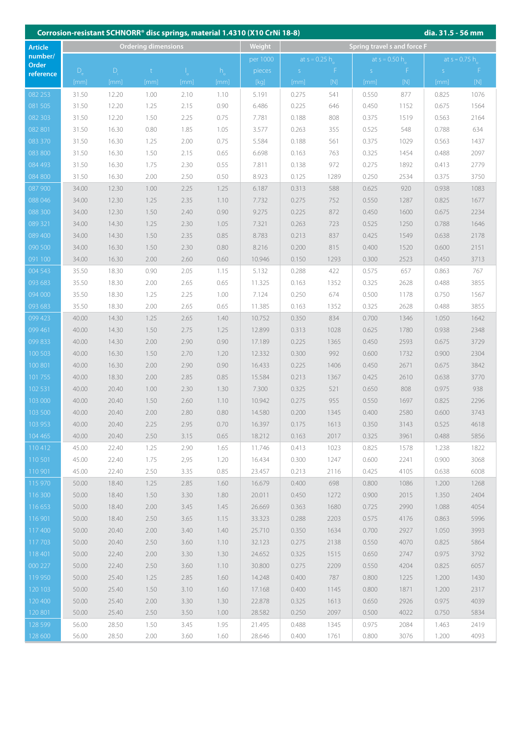## Corrosion-resistant SCHNORR® disc springs, material 1.4310 (X10 CrNi 18-8) — dia. 31.5 - 56 mm

| Article number/ Order reference | Ordering dimensions | | | | | Weight | Spring travel s and force F | | | | | |
|---|---|---|---|---|---|---|---|---|---|---|---|---|
| | | | | | | per 1000 pieces | at $s = 0.25\ h_0$ | | at $s = 0.50\ h_0$ | | at $s = 0.75\ h_0$ | |
| | $D_e$ [mm] | $D_i$ [mm] | t [mm] | $l_0$ [mm] | $h_0$ [mm] | [kg] | s [mm] | F [N] | s [mm] | F [N] | s [mm] | F [N] |
| 082 253 | 31.50 | 12.20 | 1.00 | 2.10 | 1.10 | 5.191 | 0.275 | 541 | 0.550 | 877 | 0.825 | 1076 |
| 081 505 | 31.50 | 12.20 | 1.25 | 2.15 | 0.90 | 6.486 | 0.225 | 646 | 0.450 | 1152 | 0.675 | 1564 |
| 082 303 | 31.50 | 12.20 | 1.50 | 2.25 | 0.75 | 7.781 | 0.188 | 808 | 0.375 | 1519 | 0.563 | 2164 |
| 082 801 | 31.50 | 16.30 | 0.80 | 1.85 | 1.05 | 3.577 | 0.263 | 355 | 0.525 | 548 | 0.788 | 634 |
| 083 370 | 31.50 | 16.30 | 1.25 | 2.00 | 0.75 | 5.584 | 0.188 | 561 | 0.375 | 1029 | 0.563 | 1437 |
| 083 800 | 31.50 | 16.30 | 1.50 | 2.15 | 0.65 | 6.698 | 0.163 | 763 | 0.325 | 1454 | 0.488 | 2097 |
| 084 493 | 31.50 | 16.30 | 1.75 | 2.30 | 0.55 | 7.811 | 0.138 | 972 | 0.275 | 1892 | 0.413 | 2779 |
| 084 800 | 31.50 | 16.30 | 2.00 | 2.50 | 0.50 | 8.923 | 0.125 | 1289 | 0.250 | 2534 | 0.375 | 3750 |
| 087 900 | 34.00 | 12.30 | 1.00 | 2.25 | 1.25 | 6.187 | 0.313 | 588 | 0.625 | 920 | 0.938 | 1083 |
| 088 046 | 34.00 | 12.30 | 1.25 | 2.35 | 1.10 | 7.732 | 0.275 | 752 | 0.550 | 1287 | 0.825 | 1677 |
| 088 300 | 34.00 | 12.30 | 1.50 | 2.40 | 0.90 | 9.275 | 0.225 | 872 | 0.450 | 1600 | 0.675 | 2234 |
| 089 321 | 34.00 | 14.30 | 1.25 | 2.30 | 1.05 | 7.321 | 0.263 | 723 | 0.525 | 1250 | 0.788 | 1646 |
| 089 400 | 34.00 | 14.30 | 1.50 | 2.35 | 0.85 | 8.783 | 0.213 | 837 | 0.425 | 1549 | 0.638 | 2178 |
| 090 500 | 34.00 | 16.30 | 1.50 | 2.30 | 0.80 | 8.216 | 0.200 | 815 | 0.400 | 1520 | 0.600 | 2151 |
| 091 100 | 34.00 | 16.30 | 2.00 | 2.60 | 0.60 | 10.946 | 0.150 | 1293 | 0.300 | 2523 | 0.450 | 3713 |
| 004 543 | 35.50 | 18.30 | 0.90 | 2.05 | 1.15 | 5.132 | 0.288 | 422 | 0.575 | 657 | 0.863 | 767 |
| 093 683 | 35.50 | 18.30 | 2.00 | 2.65 | 0.65 | 11.325 | 0.163 | 1352 | 0.325 | 2628 | 0.488 | 3855 |
| 094 000 | 35.50 | 18.30 | 1.25 | 2.25 | 1.00 | 7.124 | 0.250 | 674 | 0.500 | 1178 | 0.750 | 1567 |
| 093 683 | 35.50 | 18.30 | 2.00 | 2.65 | 0.65 | 11.385 | 0.163 | 1352 | 0.325 | 2628 | 0.488 | 3855 |
| 099 423 | 40.00 | 14.30 | 1.25 | 2.65 | 1.40 | 10.752 | 0.350 | 834 | 0.700 | 1346 | 1.050 | 1642 |
| 099 461 | 40.00 | 14.30 | 1.50 | 2.75 | 1.25 | 12.899 | 0.313 | 1028 | 0.625 | 1780 | 0.938 | 2348 |
| 099 833 | 40.00 | 14.30 | 2.00 | 2.90 | 0.90 | 17.189 | 0.225 | 1365 | 0.450 | 2593 | 0.675 | 3729 |
| 100 503 | 40.00 | 16.30 | 1.50 | 2.70 | 1.20 | 12.332 | 0.300 | 992 | 0.600 | 1732 | 0.900 | 2304 |
| 100 801 | 40.00 | 16.30 | 2.00 | 2.90 | 0.90 | 16.433 | 0.225 | 1406 | 0.450 | 2671 | 0.675 | 3842 |
| 101 755 | 40.00 | 18.30 | 2.00 | 2.85 | 0.85 | 15.584 | 0.213 | 1367 | 0.425 | 2610 | 0.638 | 3770 |
| 102 531 | 40.00 | 20.40 | 1.00 | 2.30 | 1.30 | 7.300 | 0.325 | 521 | 0.650 | 808 | 0.975 | 938 |
| 103 000 | 40.00 | 20.40 | 1.50 | 2.60 | 1.10 | 10.942 | 0.275 | 955 | 0.550 | 1697 | 0.825 | 2296 |
| 103 500 | 40.00 | 20.40 | 2.00 | 2.80 | 0.80 | 14.580 | 0.200 | 1345 | 0.400 | 2580 | 0.600 | 3743 |
| 103 953 | 40.00 | 20.40 | 2.25 | 2.95 | 0.70 | 16.397 | 0.175 | 1613 | 0.350 | 3143 | 0.525 | 4618 |
| 104 465 | 40.00 | 20.40 | 2.50 | 3.15 | 0.65 | 18.212 | 0.163 | 2017 | 0.325 | 3961 | 0.488 | 5856 |
| 110 412 | 45.00 | 22.40 | 1.25 | 2.90 | 1.65 | 11.746 | 0.413 | 1023 | 0.825 | 1578 | 1.238 | 1822 |
| 110 501 | 45.00 | 22.40 | 1.75 | 2,95 | 1.20 | 16.434 | 0.300 | 1247 | 0.600 | 2241 | 0.900 | 3068 |
| 110 901 | 45.00 | 22.40 | 2.50 | 3.35 | 0.85 | 23.457 | 0.213 | 2116 | 0.425 | 4105 | 0.638 | 6008 |
| 115 970 | 50.00 | 18.40 | 1.25 | 2.85 | 1.60 | 16.679 | 0.400 | 698 | 0.800 | 1086 | 1.200 | 1268 |
| 116 300 | 50.00 | 18.40 | 1.50 | 3.30 | 1.80 | 20.011 | 0.450 | 1272 | 0.900 | 2015 | 1.350 | 2404 |
| 116 653 | 50.00 | 18.40 | 2.00 | 3.45 | 1.45 | 26.669 | 0.363 | 1680 | 0.725 | 2990 | 1.088 | 4054 |
| 116 901 | 50.00 | 18.40 | 2.50 | 3.65 | 1.15 | 33.323 | 0.288 | 2203 | 0.575 | 4176 | 0.863 | 5996 |
| 117 400 | 50.00 | 20.40 | 2.00 | 3.40 | 1.40 | 25.710 | 0.350 | 1634 | 0.700 | 2927 | 1.050 | 3993 |
| 117 703 | 50.00 | 20.40 | 2.50 | 3.60 | 1.10 | 32.123 | 0.275 | 2138 | 0.550 | 4070 | 0.825 | 5864 |
| 118 401 | 50.00 | 22.40 | 2.00 | 3.30 | 1.30 | 24.652 | 0.325 | 1515 | 0.650 | 2747 | 0.975 | 3792 |
| 000 227 | 50.00 | 22.40 | 2.50 | 3.60 | 1.10 | 30.800 | 0.275 | 2209 | 0.550 | 4204 | 0.825 | 6057 |
| 119 950 | 50.00 | 25.40 | 1.25 | 2.85 | 1.60 | 14.248 | 0.400 | 787 | 0.800 | 1225 | 1.200 | 1430 |
| 120 103 | 50.00 | 25.40 | 1.50 | 3.10 | 1.60 | 17.168 | 0.400 | 1145 | 0.800 | 1871 | 1.200 | 2317 |
| 120 400 | 50.00 | 25.40 | 2.00 | 3.30 | 1.30 | 22.878 | 0.325 | 1613 | 0.650 | 2926 | 0.975 | 4039 |
| 120 801 | 50.00 | 25.40 | 2.50 | 3.50 | 1.00 | 28.582 | 0.250 | 2097 | 0.500 | 4022 | 0.750 | 5834 |
| 128 599 | 56.00 | 28.50 | 1.50 | 3.45 | 1.95 | 21.495 | 0.488 | 1345 | 0.975 | 2084 | 1.463 | 2419 |
| 128 600 | 56.00 | 28.50 | 2.00 | 3.60 | 1.60 | 28.646 | 0.400 | 1761 | 0.800 | 3076 | 1.200 | 4093 |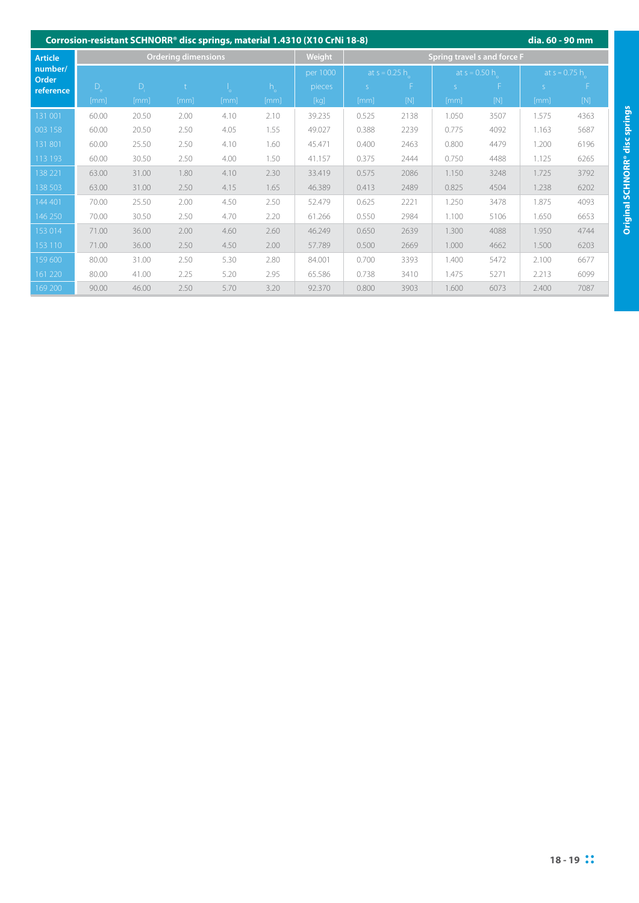## Corrosion-resistant SCHNORR® disc springs, material 1.4310 (X10 CrNi 18-8) — dia. 60 - 90 mm

| Article number/ Order reference | Ordering dimensions | | | | | Weight | Spring travel s and force F | | | | | |
|---|---|---|---|---|---|---|---|---|---|---|---|---|
| | | | | | | per 1000 pieces | at s = 0.25 $h_o$ | | at s = 0.50 $h_o$ | | at s = 0.75 $h_o$ | |
| | $D_e$ [mm] | $D_i$ [mm] | t [mm] | $l_o$ [mm] | $h_o$ [mm] | [kg] | s [mm] | F [N] | s [mm] | F [N] | s [mm] | F [N] |
| 131 001 | 60.00 | 20.50 | 2.00 | 4.10 | 2.10 | 39.235 | 0.525 | 2138 | 1.050 | 3507 | 1.575 | 4363 |
| 003 158 | 60.00 | 20.50 | 2.50 | 4.05 | 1.55 | 49.027 | 0.388 | 2239 | 0.775 | 4092 | 1.163 | 5687 |
| 131 801 | 60.00 | 25.50 | 2.50 | 4.10 | 1.60 | 45.471 | 0.400 | 2463 | 0.800 | 4479 | 1.200 | 6196 |
| 113 193 | 60.00 | 30.50 | 2.50 | 4.00 | 1.50 | 41.157 | 0.375 | 2444 | 0.750 | 4488 | 1.125 | 6265 |
| 138 221 | 63.00 | 31.00 | 1.80 | 4.10 | 2.30 | 33.419 | 0.575 | 2086 | 1.150 | 3248 | 1.725 | 3792 |
| 138 503 | 63.00 | 31.00 | 2.50 | 4.15 | 1.65 | 46.389 | 0.413 | 2489 | 0.825 | 4504 | 1.238 | 6202 |
| 144 401 | 70.00 | 25.50 | 2.00 | 4.50 | 2.50 | 52.479 | 0.625 | 2221 | 1.250 | 3478 | 1.875 | 4093 |
| 146 250 | 70.00 | 30.50 | 2.50 | 4.70 | 2.20 | 61.266 | 0.550 | 2984 | 1.100 | 5106 | 1.650 | 6653 |
| 153 014 | 71.00 | 36.00 | 2.00 | 4.60 | 2.60 | 46.249 | 0.650 | 2639 | 1.300 | 4088 | 1.950 | 4744 |
| 153 110 | 71.00 | 36.00 | 2.50 | 4.50 | 2.00 | 57.789 | 0.500 | 2669 | 1.000 | 4662 | 1.500 | 6203 |
| 159 600 | 80.00 | 31.00 | 2.50 | 5.30 | 2.80 | 84.001 | 0.700 | 3393 | 1.400 | 5472 | 2.100 | 6677 |
| 161 220 | 80.00 | 41.00 | 2.25 | 5.20 | 2.95 | 65.586 | 0.738 | 3410 | 1.475 | 5271 | 2.213 | 6099 |
| 169 200 | 90.00 | 46.00 | 2.50 | 5.70 | 3.20 | 92.370 | 0.800 | 3903 | 1.600 | 6073 | 2.400 | 7087 |